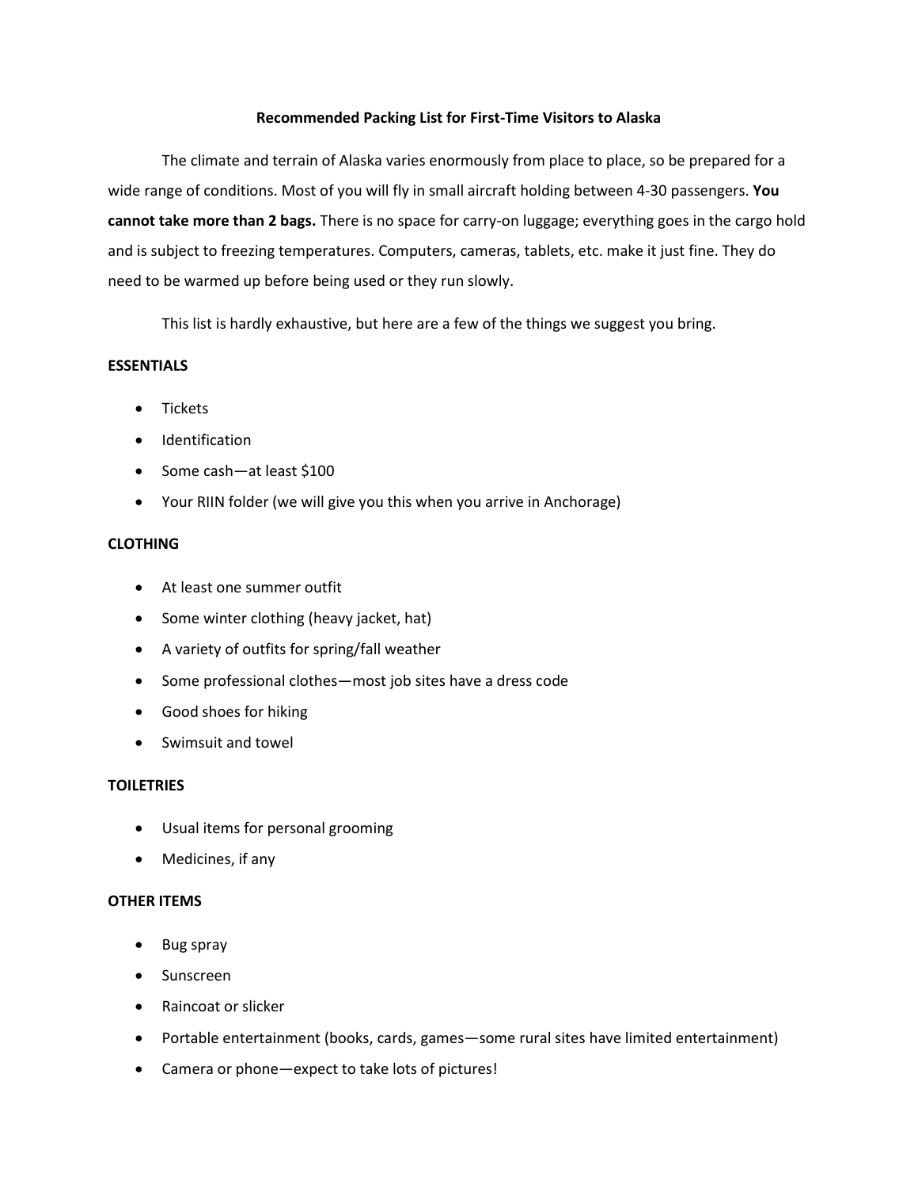# Recommended Packing List for First-Time Visitors to Alaska

The climate and terrain of Alaska varies enormously from place to place, so be prepared for a wide range of conditions. Most of you will fly in small aircraft holding between 4-30 passengers. **You cannot take more than 2 bags.** There is no space for carry-on luggage; everything goes in the cargo hold and is subject to freezing temperatures. Computers, cameras, tablets, etc. make it just fine. They do need to be warmed up before being used or they run slowly.

This list is hardly exhaustive, but here are a few of the things we suggest you bring.

## ESSENTIALS

- Tickets
- Identification
- Some cash—at least $100
- Your RIIN folder (we will give you this when you arrive in Anchorage)

## CLOTHING

- At least one summer outfit
- Some winter clothing (heavy jacket, hat)
- A variety of outfits for spring/fall weather
- Some professional clothes—most job sites have a dress code
- Good shoes for hiking
- Swimsuit and towel

## TOILETRIES

- Usual items for personal grooming
- Medicines, if any

## OTHER ITEMS

- Bug spray
- Sunscreen
- Raincoat or slicker
- Portable entertainment (books, cards, games—some rural sites have limited entertainment)
- Camera or phone—expect to take lots of pictures!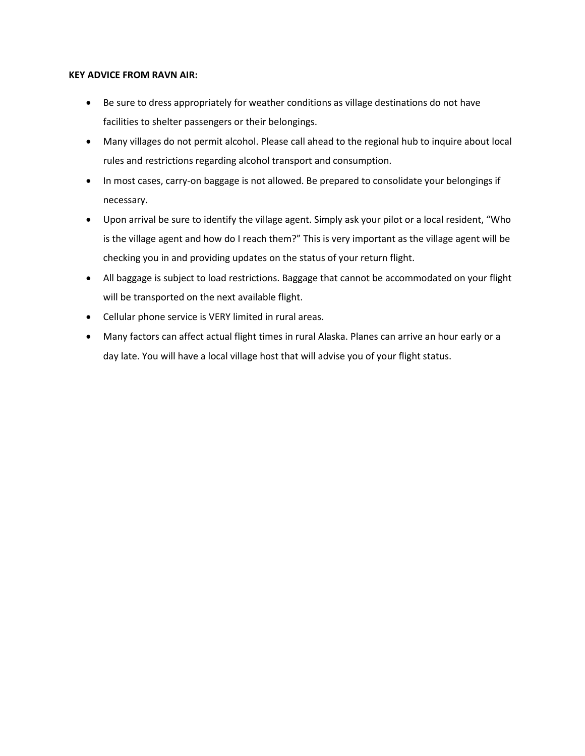**KEY ADVICE FROM RAVN AIR:**

- Be sure to dress appropriately for weather conditions as village destinations do not have facilities to shelter passengers or their belongings.
- Many villages do not permit alcohol. Please call ahead to the regional hub to inquire about local rules and restrictions regarding alcohol transport and consumption.
- In most cases, carry-on baggage is not allowed. Be prepared to consolidate your belongings if necessary.
- Upon arrival be sure to identify the village agent. Simply ask your pilot or a local resident, “Who is the village agent and how do I reach them?” This is very important as the village agent will be checking you in and providing updates on the status of your return flight.
- All baggage is subject to load restrictions. Baggage that cannot be accommodated on your flight will be transported on the next available flight.
- Cellular phone service is VERY limited in rural areas.
- Many factors can affect actual flight times in rural Alaska. Planes can arrive an hour early or a day late. You will have a local village host that will advise you of your flight status.